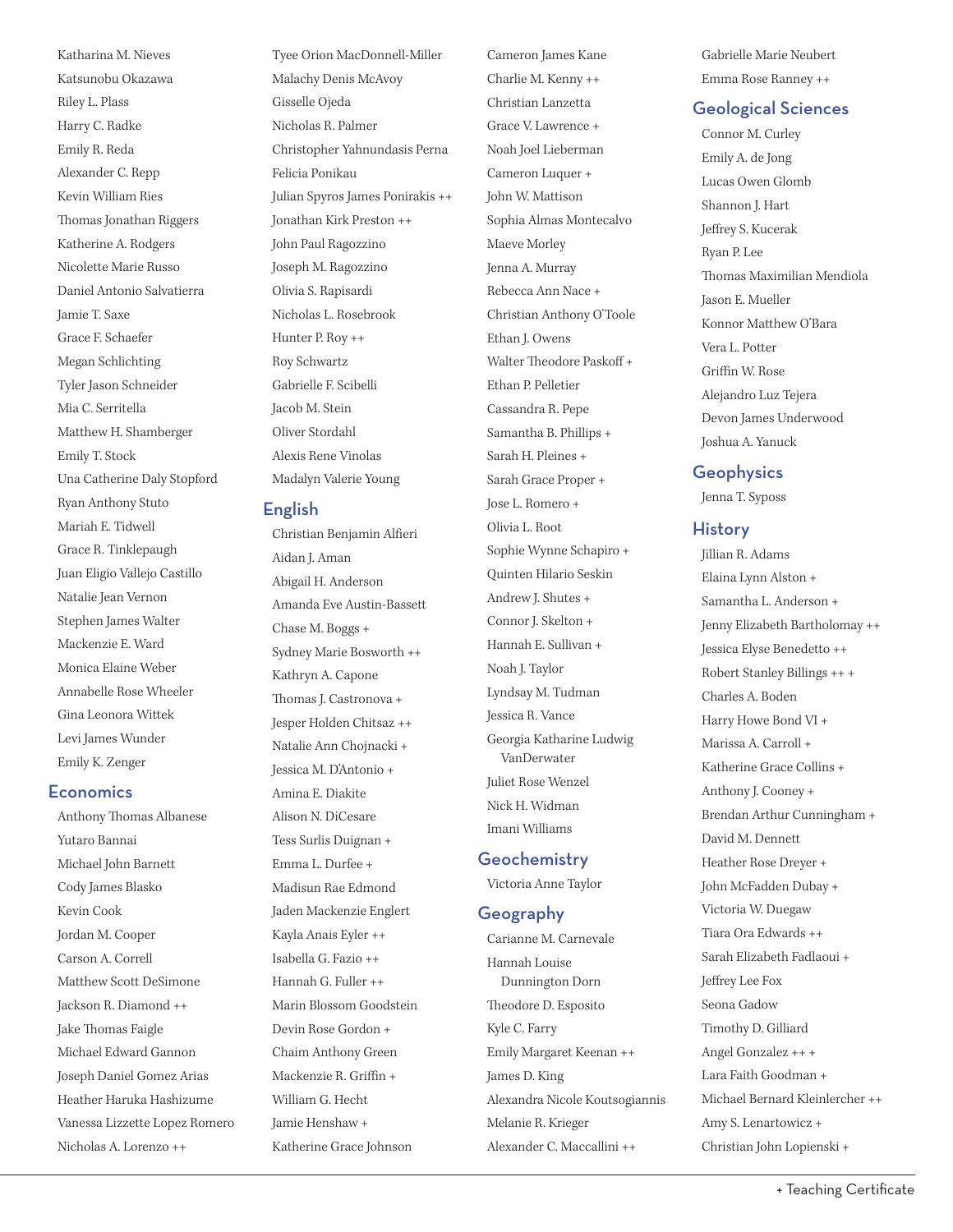Katharina M. Nieves
Katsunobu Okazawa
Riley L. Plass
Harry C. Radke
Emily R. Reda
Alexander C. Repp
Kevin William Ries
Thomas Jonathan Riggers
Katherine A. Rodgers
Nicolette Marie Russo
Daniel Antonio Salvatierra
Jamie T. Saxe
Grace F. Schaefer
Megan Schlichting
Tyler Jason Schneider
Mia C. Serritella
Matthew H. Shamberger
Emily T. Stock
Una Catherine Daly Stopford
Ryan Anthony Stuto
Mariah E. Tidwell
Grace R. Tinklepaugh
Juan Eligio Vallejo Castillo
Natalie Jean Vernon
Stephen James Walter
Mackenzie E. Ward
Monica Elaine Weber
Annabelle Rose Wheeler
Gina Leonora Wittek
Levi James Wunder
Emily K. Zenger

## Economics

Anthony Thomas Albanese
Yutaro Bannai
Michael John Barnett
Cody James Blasko
Kevin Cook
Jordan M. Cooper
Carson A. Correll
Matthew Scott DeSimone
Jackson R. Diamond ++
Jake Thomas Faigle
Michael Edward Gannon
Joseph Daniel Gomez Arias
Heather Haruka Hashizume
Vanessa Lizzette Lopez Romero
Nicholas A. Lorenzo ++
Tyee Orion MacDonnell-Miller
Malachy Denis McAvoy
Gisselle Ojeda
Nicholas R. Palmer
Christopher Yahnundasis Perna
Felicia Ponikau
Julian Spyros James Ponirakis ++
Jonathan Kirk Preston ++
John Paul Ragozzino
Joseph M. Ragozzino
Olivia S. Rapisardi
Nicholas L. Rosebrook
Hunter P. Roy ++
Roy Schwartz
Gabrielle F. Scibelli
Jacob M. Stein
Oliver Stordahl
Alexis Rene Vinolas
Madalyn Valerie Young

## English

Christian Benjamin Alfieri
Aidan J. Aman
Abigail H. Anderson
Amanda Eve Austin-Bassett
Chase M. Boggs +
Sydney Marie Bosworth ++
Kathryn A. Capone
Thomas J. Castronova +
Jesper Holden Chitsaz ++
Natalie Ann Chojnacki +
Jessica M. D'Antonio +
Amina E. Diakite
Alison N. DiCesare
Tess Surlis Duignan +
Emma L. Durfee +
Madisun Rae Edmond
Jaden Mackenzie Englert
Kayla Anais Eyler ++
Isabella G. Fazio ++
Hannah G. Fuller ++
Marin Blossom Goodstein
Devin Rose Gordon +
Chaim Anthony Green
Mackenzie R. Griffin +
William G. Hecht
Jamie Henshaw +
Katherine Grace Johnson
Cameron James Kane
Charlie M. Kenny ++
Christian Lanzetta
Grace V. Lawrence +
Noah Joel Lieberman
Cameron Luquer +
John W. Mattison
Sophia Almas Montecalvo
Maeve Morley
Jenna A. Murray
Rebecca Ann Nace +
Christian Anthony O'Toole
Ethan J. Owens
Walter Theodore Paskoff +
Ethan P. Pelletier
Cassandra R. Pepe
Samantha B. Phillips +
Sarah H. Pleines +
Sarah Grace Proper +
Jose L. Romero +
Olivia L. Root
Sophie Wynne Schapiro +
Quinten Hilario Seskin
Andrew J. Shutes +
Connor J. Skelton +
Hannah E. Sullivan +
Noah J. Taylor
Lyndsay M. Tudman
Jessica R. Vance
Georgia Katharine Ludwig VanDerwater
Juliet Rose Wenzel
Nick H. Widman
Imani Williams

## Geochemistry

Victoria Anne Taylor

## Geography

Carianne M. Carnevale
Hannah Louise Dunnington Dorn
Theodore D. Esposito
Kyle C. Farry
Emily Margaret Keenan ++
James D. King
Alexandra Nicole Koutsogiannis
Melanie R. Krieger
Alexander C. Maccallini ++
Gabrielle Marie Neubert
Emma Rose Ranney ++

## Geological Sciences

Connor M. Curley
Emily A. de Jong
Lucas Owen Glomb
Shannon J. Hart
Jeffrey S. Kucerak
Ryan P. Lee
Thomas Maximilian Mendiola
Jason E. Mueller
Konnor Matthew O'Bara
Vera L. Potter
Griffin W. Rose
Alejandro Luz Tejera
Devon James Underwood
Joshua A. Yanuck

## Geophysics

Jenna T. Syposs

## History

Jillian R. Adams
Elaina Lynn Alston +
Samantha L. Anderson +
Jenny Elizabeth Bartholomay ++
Jessica Elyse Benedetto ++
Robert Stanley Billings ++ +
Charles A. Boden
Harry Howe Bond VI +
Marissa A. Carroll +
Katherine Grace Collins +
Anthony J. Cooney +
Brendan Arthur Cunningham +
David M. Dennett
Heather Rose Dreyer +
John McFadden Dubay +
Victoria W. Duegaw
Tiara Ora Edwards ++
Sarah Elizabeth Fadlaoui +
Jeffrey Lee Fox
Seona Gadow
Timothy D. Gilliard
Angel Gonzalez ++ +
Lara Faith Goodman +
Michael Bernard Kleinlercher ++
Amy S. Lenartowicz +
Christian John Lopienski +

+ Teaching Certificate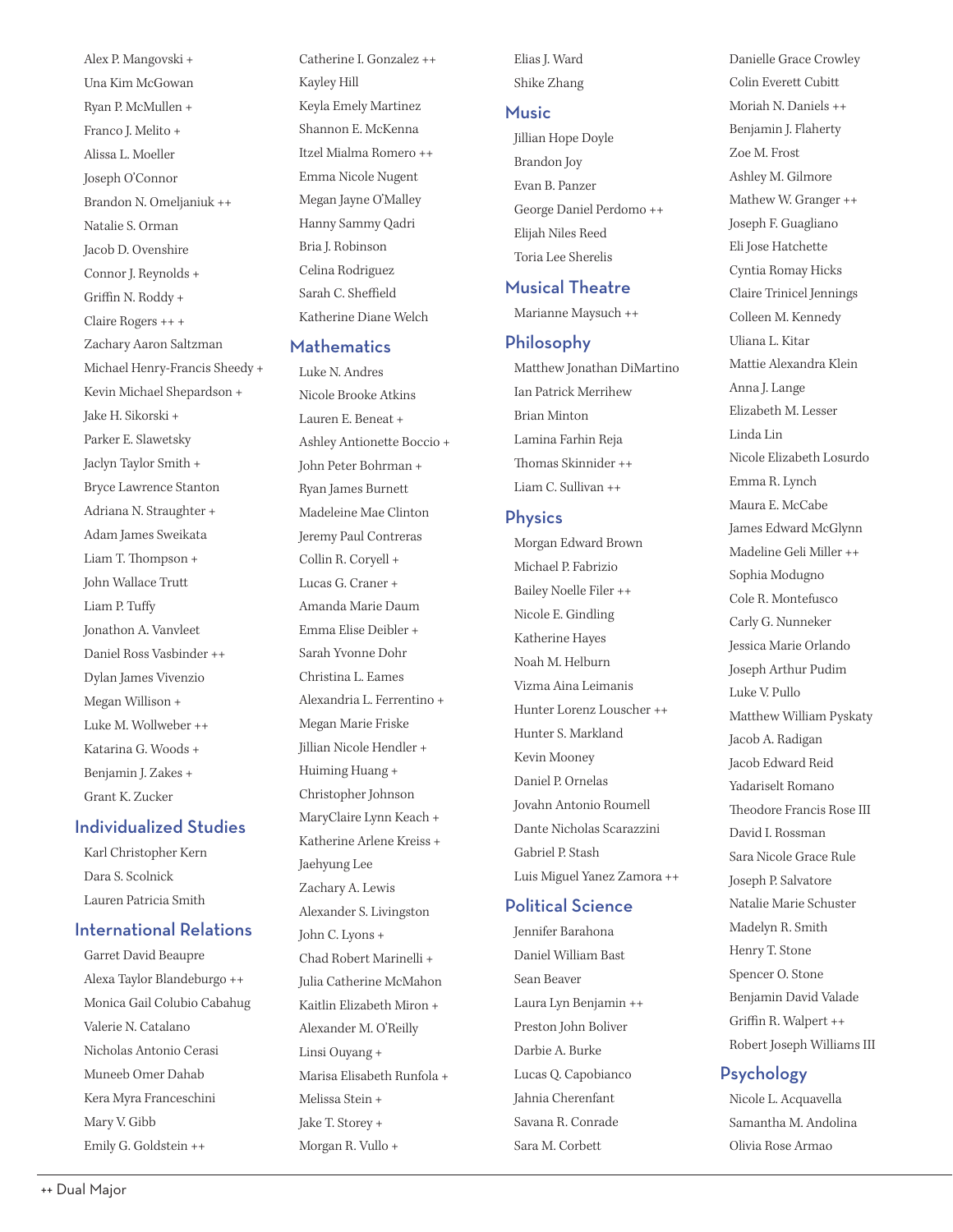Alex P. Mangovski +
Una Kim McGowan
Ryan P. McMullen +
Franco J. Melito +
Alissa L. Moeller
Joseph O'Connor
Brandon N. Omeljaniuk ++
Natalie S. Orman
Jacob D. Ovenshire
Connor J. Reynolds +
Griffin N. Roddy +
Claire Rogers ++ +
Zachary Aaron Saltzman
Michael Henry-Francis Sheedy +
Kevin Michael Shepardson +
Jake H. Sikorski +
Parker E. Slawetsky
Jaclyn Taylor Smith +
Bryce Lawrence Stanton
Adriana N. Straughter +
Adam James Sweikata
Liam T. Thompson +
John Wallace Trutt
Liam P. Tuffy
Jonathon A. Vanvleet
Daniel Ross Vasbinder ++
Dylan James Vivenzio
Megan Willison +
Luke M. Wollweber ++
Katarina G. Woods +
Benjamin J. Zakes +
Grant K. Zucker

## Individualized Studies

Karl Christopher Kern
Dara S. Scolnick
Lauren Patricia Smith

## International Relations

Garret David Beaupre
Alexa Taylor Blandeburgo ++
Monica Gail Colubio Cabahug
Valerie N. Catalano
Nicholas Antonio Cerasi
Muneeb Omer Dahab
Kera Myra Franceschini
Mary V. Gibb
Emily G. Goldstein ++
Catherine I. Gonzalez ++
Kayley Hill
Keyla Emely Martinez
Shannon E. McKenna
Itzel Mialma Romero ++
Emma Nicole Nugent
Megan Jayne O'Malley
Hanny Sammy Qadri
Bria J. Robinson
Celina Rodriguez
Sarah C. Sheffield
Katherine Diane Welch

## Mathematics

Luke N. Andres
Nicole Brooke Atkins
Lauren E. Beneat +
Ashley Antionette Boccio +
John Peter Bohrman +
Ryan James Burnett
Madeleine Mae Clinton
Jeremy Paul Contreras
Collin R. Coryell +
Lucas G. Craner +
Amanda Marie Daum
Emma Elise Deibler +
Sarah Yvonne Dohr
Christina L. Eames
Alexandria L. Ferrentino +
Megan Marie Friske
Jillian Nicole Hendler +
Huiming Huang +
Christopher Johnson
MaryClaire Lynn Keach +
Katherine Arlene Kreiss +
Jaehyung Lee
Zachary A. Lewis
Alexander S. Livingston
John C. Lyons +
Chad Robert Marinelli +
Julia Catherine McMahon
Kaitlin Elizabeth Miron +
Alexander M. O'Reilly
Linsi Ouyang +
Marisa Elisabeth Runfola +
Melissa Stein +
Jake T. Storey +
Morgan R. Vullo +
Elias J. Ward
Shike Zhang

## Music

Jillian Hope Doyle
Brandon Joy
Evan B. Panzer
George Daniel Perdomo ++
Elijah Niles Reed
Toria Lee Sherelis

## Musical Theatre

Marianne Maysuch ++

## Philosophy

Matthew Jonathan DiMartino
Ian Patrick Merrihew
Brian Minton
Lamina Farhin Reja
Thomas Skinnider ++
Liam C. Sullivan ++

## Physics

Morgan Edward Brown
Michael P. Fabrizio
Bailey Noelle Filer ++
Nicole E. Gindling
Katherine Hayes
Noah M. Helburn
Vizma Aina Leimanis
Hunter Lorenz Louscher ++
Hunter S. Markland
Kevin Mooney
Daniel P. Ornelas
Jovahn Antonio Roumell
Dante Nicholas Scarazzini
Gabriel P. Stash
Luis Miguel Yanez Zamora ++

## Political Science

Jennifer Barahona
Daniel William Bast
Sean Beaver
Laura Lyn Benjamin ++
Preston John Boliver
Darbie A. Burke
Lucas Q. Capobianco
Jahnia Cherenfant
Savana R. Conrade
Sara M. Corbett
Danielle Grace Crowley
Colin Everett Cubitt
Moriah N. Daniels ++
Benjamin J. Flaherty
Zoe M. Frost
Ashley M. Gilmore
Mathew W. Granger ++
Joseph F. Guagliano
Eli Jose Hatchette
Cyntia Romay Hicks
Claire Trinicel Jennings
Colleen M. Kennedy
Uliana L. Kitar
Mattie Alexandra Klein
Anna J. Lange
Elizabeth M. Lesser
Linda Lin
Nicole Elizabeth Losurdo
Emma R. Lynch
Maura E. McCabe
James Edward McGlynn
Madeline Geli Miller ++
Sophia Modugno
Cole R. Montefusco
Carly G. Nunneker
Jessica Marie Orlando
Joseph Arthur Pudim
Luke V. Pullo
Matthew William Pyskaty
Jacob A. Radigan
Jacob Edward Reid
Yadariselt Romano
Theodore Francis Rose III
David I. Rossman
Sara Nicole Grace Rule
Joseph P. Salvatore
Natalie Marie Schuster
Madelyn R. Smith
Henry T. Stone
Spencer O. Stone
Benjamin David Valade
Griffin R. Walpert ++
Robert Joseph Williams III

## Psychology

Nicole L. Acquavella
Samantha M. Andolina
Olivia Rose Armao

++ Dual Major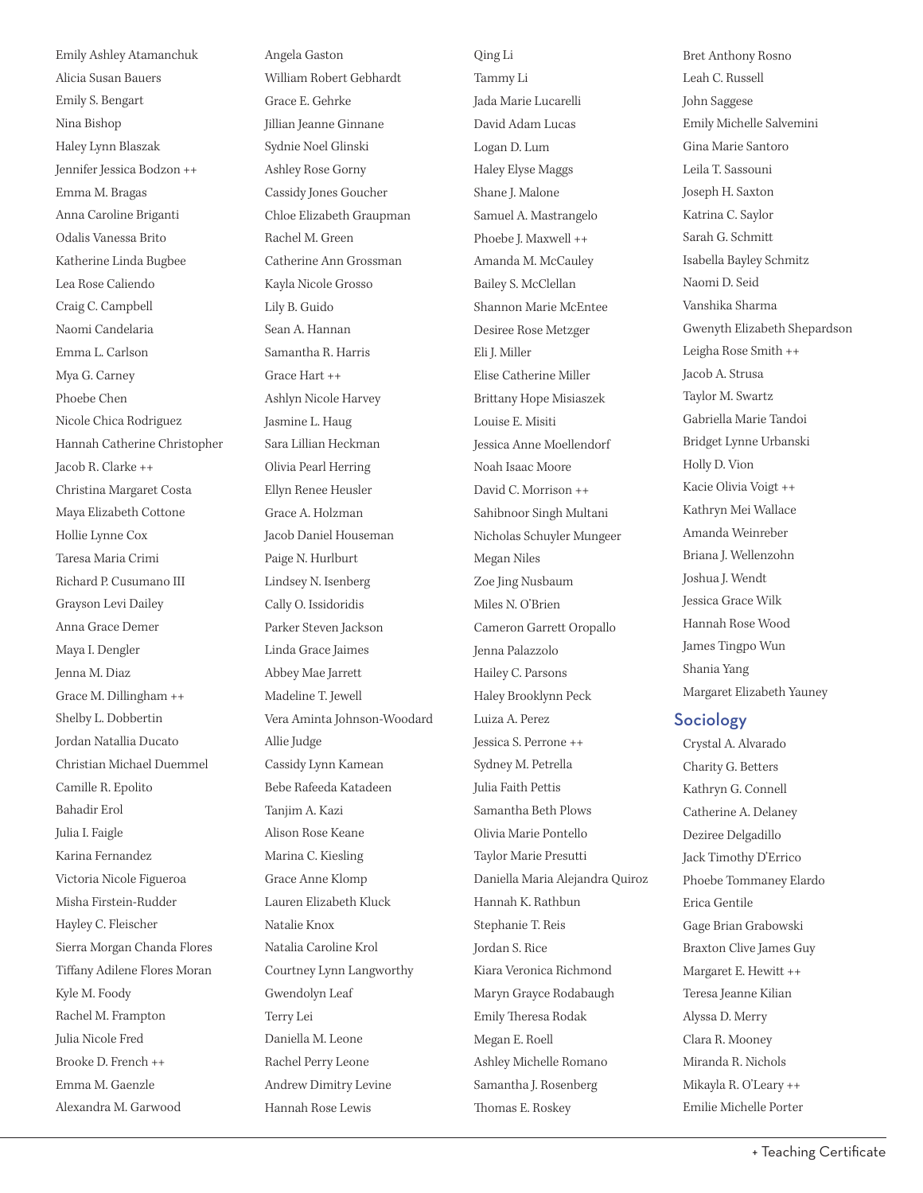Emily Ashley Atamanchuk
Alicia Susan Bauers
Emily S. Bengart
Nina Bishop
Haley Lynn Blaszak
Jennifer Jessica Bodzon ++
Emma M. Bragas
Anna Caroline Briganti
Odalis Vanessa Brito
Katherine Linda Bugbee
Lea Rose Caliendo
Craig C. Campbell
Naomi Candelaria
Emma L. Carlson
Mya G. Carney
Phoebe Chen
Nicole Chica Rodriguez
Hannah Catherine Christopher
Jacob R. Clarke ++
Christina Margaret Costa
Maya Elizabeth Cottone
Hollie Lynne Cox
Taresa Maria Crimi
Richard P. Cusumano III
Grayson Levi Dailey
Anna Grace Demer
Maya I. Dengler
Jenna M. Diaz
Grace M. Dillingham ++
Shelby L. Dobbertin
Jordan Natallia Ducato
Christian Michael Duemmel
Camille R. Epolito
Bahadir Erol
Julia I. Faigle
Karina Fernandez
Victoria Nicole Figueroa
Misha Firstein-Rudder
Hayley C. Fleischer
Sierra Morgan Chanda Flores
Tiffany Adilene Flores Moran
Kyle M. Foody
Rachel M. Frampton
Julia Nicole Fred
Brooke D. French ++
Emma M. Gaenzle
Alexandra M. Garwood
Angela Gaston
William Robert Gebhardt
Grace E. Gehrke
Jillian Jeanne Ginnane
Sydnie Noel Glinski
Ashley Rose Gorny
Cassidy Jones Goucher
Chloe Elizabeth Graupman
Rachel M. Green
Catherine Ann Grossman
Kayla Nicole Grosso
Lily B. Guido
Sean A. Hannan
Samantha R. Harris
Grace Hart ++
Ashlyn Nicole Harvey
Jasmine L. Haug
Sara Lillian Heckman
Olivia Pearl Herring
Ellyn Renee Heusler
Grace A. Holzman
Jacob Daniel Houseman
Paige N. Hurlburt
Lindsey N. Isenberg
Cally O. Issidoridis
Parker Steven Jackson
Linda Grace Jaimes
Abbey Mae Jarrett
Madeline T. Jewell
Vera Aminta Johnson-Woodard
Allie Judge
Cassidy Lynn Kamean
Bebe Rafeeda Katadeen
Tanjim A. Kazi
Alison Rose Keane
Marina C. Kiesling
Grace Anne Klomp
Lauren Elizabeth Kluck
Natalie Knox
Natalia Caroline Krol
Courtney Lynn Langworthy
Gwendolyn Leaf
Terry Lei
Daniella M. Leone
Rachel Perry Leone
Andrew Dimitry Levine
Hannah Rose Lewis
Qing Li
Tammy Li
Jada Marie Lucarelli
David Adam Lucas
Logan D. Lum
Haley Elyse Maggs
Shane J. Malone
Samuel A. Mastrangelo
Phoebe J. Maxwell ++
Amanda M. McCauley
Bailey S. McClellan
Shannon Marie McEntee
Desiree Rose Metzger
Eli J. Miller
Elise Catherine Miller
Brittany Hope Misiaszek
Louise E. Misiti
Jessica Anne Moellendorf
Noah Isaac Moore
David C. Morrison ++
Sahibnoor Singh Multani
Nicholas Schuyler Mungeer
Megan Niles
Zoe Jing Nusbaum
Miles N. O'Brien
Cameron Garrett Oropallo
Jenna Palazzolo
Hailey C. Parsons
Haley Brooklynn Peck
Luiza A. Perez
Jessica S. Perrone ++
Sydney M. Petrella
Julia Faith Pettis
Samantha Beth Plows
Olivia Marie Pontello
Taylor Marie Presutti
Daniella Maria Alejandra Quiroz
Hannah K. Rathbun
Stephanie T. Reis
Jordan S. Rice
Kiara Veronica Richmond
Maryn Grayce Rodabaugh
Emily Theresa Rodak
Megan E. Roell
Ashley Michelle Romano
Samantha J. Rosenberg
Thomas E. Roskey
Bret Anthony Rosno
Leah C. Russell
John Saggese
Emily Michelle Salvemini
Gina Marie Santoro
Leila T. Sassouni
Joseph H. Saxton
Katrina C. Saylor
Sarah G. Schmitt
Isabella Bayley Schmitz
Naomi D. Seid
Vanshika Sharma
Gwenyth Elizabeth Shepardson
Leigha Rose Smith ++
Jacob A. Strusa
Taylor M. Swartz
Gabriella Marie Tandoi
Bridget Lynne Urbanski
Holly D. Vion
Kacie Olivia Voigt ++
Kathryn Mei Wallace
Amanda Weinreber
Briana J. Wellenzohn
Joshua J. Wendt
Jessica Grace Wilk
Hannah Rose Wood
James Tingpo Wun
Shania Yang
Margaret Elizabeth Yauney

## Sociology

Crystal A. Alvarado
Charity G. Betters
Kathryn G. Connell
Catherine A. Delaney
Deziree Delgadillo
Jack Timothy D'Errico
Phoebe Tommaney Elardo
Erica Gentile
Gage Brian Grabowski
Braxton Clive James Guy
Margaret E. Hewitt ++
Teresa Jeanne Kilian
Alyssa D. Merry
Clara R. Mooney
Miranda R. Nichols
Mikayla R. O'Leary ++
Emilie Michelle Porter

+ Teaching Certificate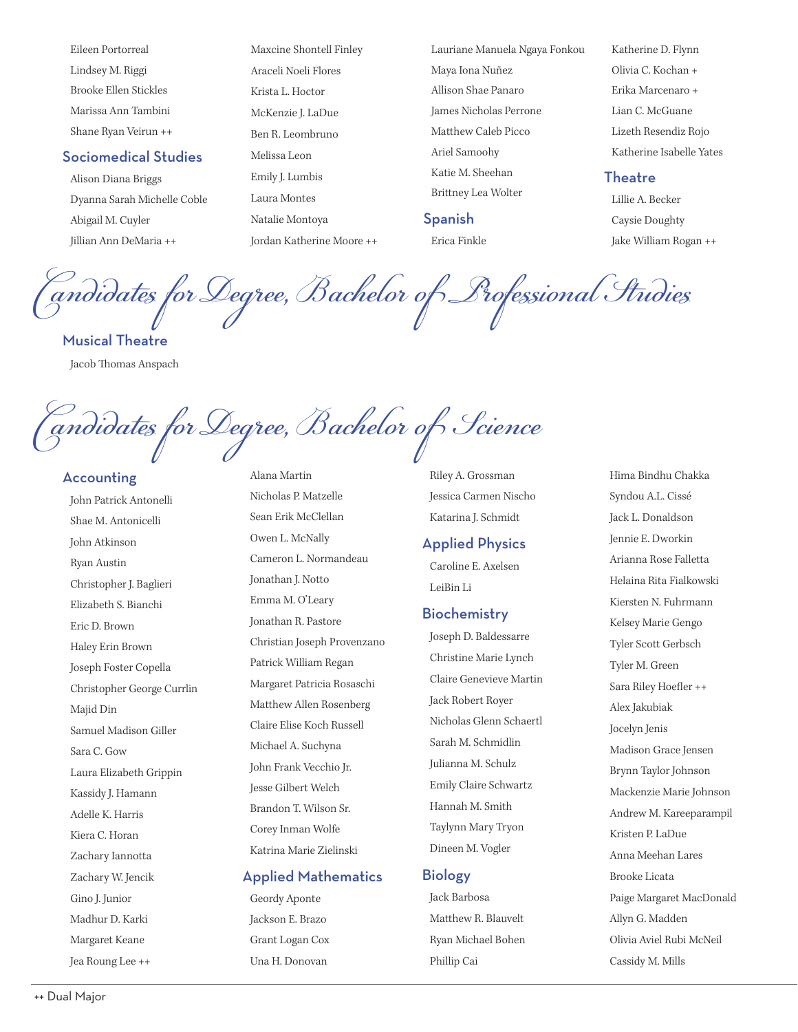Eileen Portorreal
Lindsey M. Riggi
Brooke Ellen Stickles
Marissa Ann Tambini
Shane Ryan Veirun ++

### Sociomedical Studies

Alison Diana Briggs
Dyanna Sarah Michelle Coble
Abigail M. Cuyler
Jillian Ann DeMaria ++
Maxcine Shontell Finley
Araceli Noeli Flores
Krista L. Hoctor
McKenzie J. LaDue
Ben R. Leombruno
Melissa Leon
Emily J. Lumbis
Laura Montes
Natalie Montoya
Jordan Katherine Moore ++
Lauriane Manuela Ngaya Fonkou
Maya Iona Nuñez
Allison Shae Panaro
James Nicholas Perrone
Matthew Caleb Picco
Ariel Samoohy
Katie M. Sheehan
Brittney Lea Wolter

### Spanish

Erica Finkle
Katherine D. Flynn
Olivia C. Kochan +
Erika Marcenaro +
Lian C. McGuane
Lizeth Resendiz Rojo
Katherine Isabelle Yates

### Theatre

Lillie A. Becker
Caysie Doughty
Jake William Rogan ++

## Candidates for Degree, Bachelor of Professional Studies

### Musical Theatre

Jacob Thomas Anspach

## Candidates for Degree, Bachelor of Science

### Accounting

John Patrick Antonelli
Shae M. Antonicelli
John Atkinson
Ryan Austin
Christopher J. Baglieri
Elizabeth S. Bianchi
Eric D. Brown
Haley Erin Brown
Joseph Foster Copella
Christopher George Currlin
Majid Din
Samuel Madison Giller
Sara C. Gow
Laura Elizabeth Grippin
Kassidy J. Hamann
Adelle K. Harris
Kiera C. Horan
Zachary Iannotta
Zachary W. Jencik
Gino J. Junior
Madhur D. Karki
Margaret Keane
Jea Roung Lee ++
Alana Martin
Nicholas P. Matzelle
Sean Erik McClellan
Owen L. McNally
Cameron L. Normandeau
Jonathan J. Notto
Emma M. O'Leary
Jonathan R. Pastore
Christian Joseph Provenzano
Patrick William Regan
Margaret Patricia Rosaschi
Matthew Allen Rosenberg
Claire Elise Koch Russell
Michael A. Suchyna
John Frank Vecchio Jr.
Jesse Gilbert Welch
Brandon T. Wilson Sr.
Corey Inman Wolfe
Katrina Marie Zielinski

### Applied Mathematics

Geordy Aponte
Jackson E. Brazo
Grant Logan Cox
Una H. Donovan
Riley A. Grossman
Jessica Carmen Nischo
Katarina J. Schmidt

### Applied Physics

Caroline E. Axelsen
LeiBin Li

### Biochemistry

Joseph D. Baldessarre
Christine Marie Lynch
Claire Genevieve Martin
Jack Robert Royer
Nicholas Glenn Schaertl
Sarah M. Schmidlin
Julianna M. Schulz
Emily Claire Schwartz
Hannah M. Smith
Taylynn Mary Tryon
Dineen M. Vogler

### Biology

Jack Barbosa
Matthew R. Blauvelt
Ryan Michael Bohen
Phillip Cai
Hima Bindhu Chakka
Syndou A.L. Cissé
Jack L. Donaldson
Jennie E. Dworkin
Arianna Rose Falletta
Helaina Rita Fialkowski
Kiersten N. Fuhrmann
Kelsey Marie Gengo
Tyler Scott Gerbsch
Tyler M. Green
Sara Riley Hoefler ++
Alex Jakubiak
Jocelyn Jenis
Madison Grace Jensen
Brynn Taylor Johnson
Mackenzie Marie Johnson
Andrew M. Kareeparampil
Kristen P. LaDue
Anna Meehan Lares
Brooke Licata
Paige Margaret MacDonald
Allyn G. Madden
Olivia Aviel Rubi McNeil
Cassidy M. Mills

++ Dual Major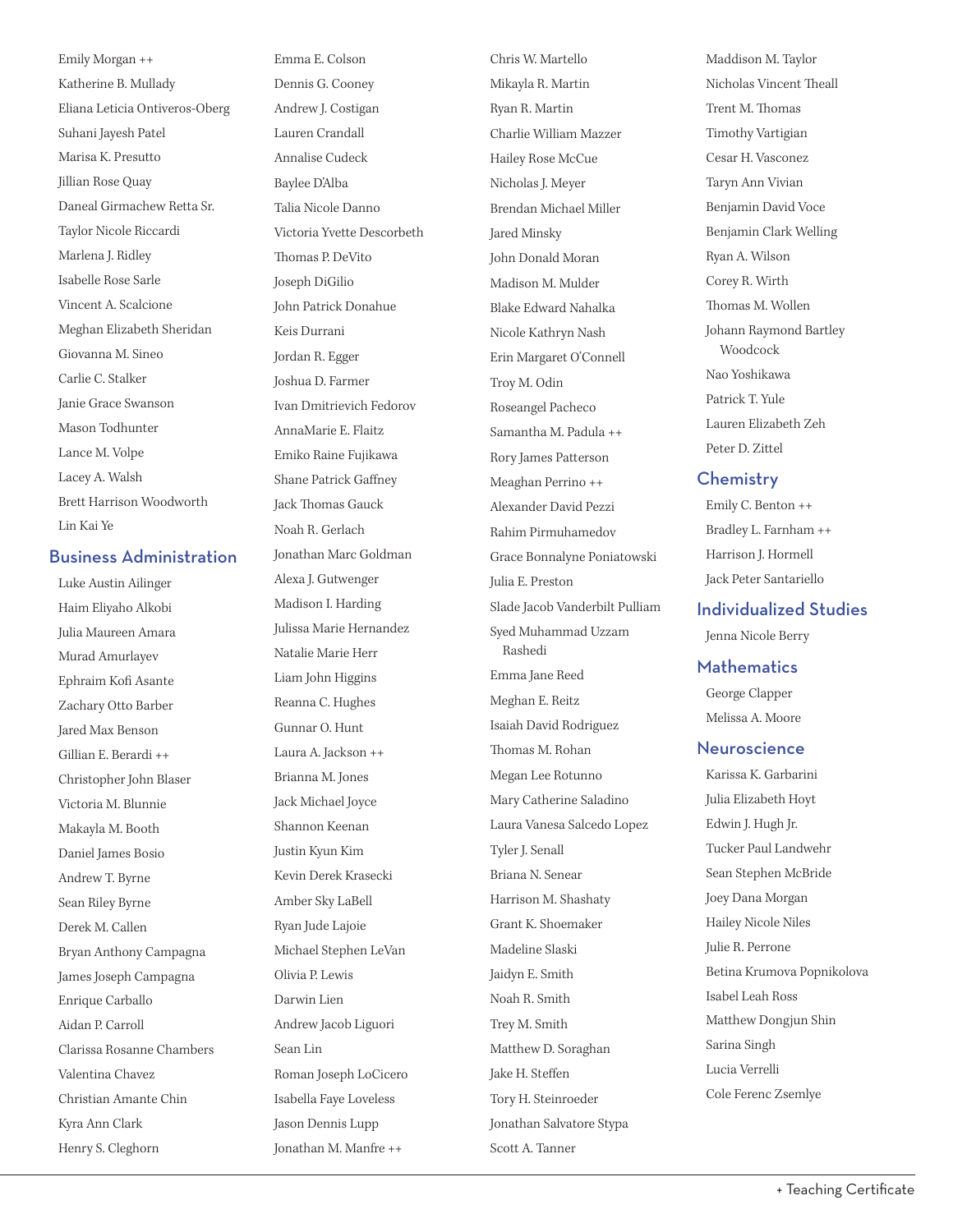Emily Morgan ++
Katherine B. Mullady
Eliana Leticia Ontiveros-Oberg
Suhani Jayesh Patel
Marisa K. Presutto
Jillian Rose Quay
Daneal Girmachew Retta Sr.
Taylor Nicole Riccardi
Marlena J. Ridley
Isabelle Rose Sarle
Vincent A. Scalcione
Meghan Elizabeth Sheridan
Giovanna M. Sineo
Carlie C. Stalker
Janie Grace Swanson
Mason Todhunter
Lance M. Volpe
Lacey A. Walsh
Brett Harrison Woodworth
Lin Kai Ye

## Business Administration

Luke Austin Ailinger
Haim Eliyaho Alkobi
Julia Maureen Amara
Murad Amurlayev
Ephraim Kofi Asante
Zachary Otto Barber
Jared Max Benson
Gillian E. Berardi ++
Christopher John Blaser
Victoria M. Blunnie
Makayla M. Booth
Daniel James Bosio
Andrew T. Byrne
Sean Riley Byrne
Derek M. Callen
Bryan Anthony Campagna
James Joseph Campagna
Enrique Carballo
Aidan P. Carroll
Clarissa Rosanne Chambers
Valentina Chavez
Christian Amante Chin
Kyra Ann Clark
Henry S. Cleghorn
Emma E. Colson
Dennis G. Cooney
Andrew J. Costigan
Lauren Crandall
Annalise Cudeck
Baylee D'Alba
Talia Nicole Danno
Victoria Yvette Descorbeth
Thomas P. DeVito
Joseph DiGilio
John Patrick Donahue
Keis Durrani
Jordan R. Egger
Joshua D. Farmer
Ivan Dmitrievich Fedorov
AnnaMarie E. Flaitz
Emiko Raine Fujikawa
Shane Patrick Gaffney
Jack Thomas Gauck
Noah R. Gerlach
Jonathan Marc Goldman
Alexa J. Gutwenger
Madison I. Harding
Julissa Marie Hernandez
Natalie Marie Herr
Liam John Higgins
Reanna C. Hughes
Gunnar O. Hunt
Laura A. Jackson ++
Brianna M. Jones
Jack Michael Joyce
Shannon Keenan
Justin Kyun Kim
Kevin Derek Krasecki
Amber Sky LaBell
Ryan Jude Lajoie
Michael Stephen LeVan
Olivia P. Lewis
Darwin Lien
Andrew Jacob Liguori
Sean Lin
Roman Joseph LoCicero
Isabella Faye Loveless
Jason Dennis Lupp
Jonathan M. Manfre ++
Chris W. Martello
Mikayla R. Martin
Ryan R. Martin
Charlie William Mazzer
Hailey Rose McCue
Nicholas J. Meyer
Brendan Michael Miller
Jared Minsky
John Donald Moran
Madison M. Mulder
Blake Edward Nahalka
Nicole Kathryn Nash
Erin Margaret O'Connell
Troy M. Odin
Roseangel Pacheco
Samantha M. Padula ++
Rory James Patterson
Meaghan Perrino ++
Alexander David Pezzi
Rahim Pirmuhamedov
Grace Bonnalyne Poniatowski
Julia E. Preston
Slade Jacob Vanderbilt Pulliam
Syed Muhammad Uzzam Rashedi
Emma Jane Reed
Meghan E. Reitz
Isaiah David Rodriguez
Thomas M. Rohan
Megan Lee Rotunno
Mary Catherine Saladino
Laura Vanesa Salcedo Lopez
Tyler J. Senall
Briana N. Senear
Harrison M. Shashaty
Grant K. Shoemaker
Madeline Slaski
Jaidyn E. Smith
Noah R. Smith
Trey M. Smith
Matthew D. Soraghan
Jake H. Steffen
Tory H. Steinroeder
Jonathan Salvatore Stypa
Scott A. Tanner
Maddison M. Taylor
Nicholas Vincent Theall
Trent M. Thomas
Timothy Vartigian
Cesar H. Vasconez
Taryn Ann Vivian
Benjamin David Voce
Benjamin Clark Welling
Ryan A. Wilson
Corey R. Wirth
Thomas M. Wollen
Johann Raymond Bartley Woodcock
Nao Yoshikawa
Patrick T. Yule
Lauren Elizabeth Zeh
Peter D. Zittel

## Chemistry

Emily C. Benton ++
Bradley L. Farnham ++
Harrison J. Hormell
Jack Peter Santariello

## Individualized Studies

Jenna Nicole Berry

## Mathematics

George Clapper
Melissa A. Moore

## Neuroscience

Karissa K. Garbarini
Julia Elizabeth Hoyt
Edwin J. Hugh Jr.
Tucker Paul Landwehr
Sean Stephen McBride
Joey Dana Morgan
Hailey Nicole Niles
Julie R. Perrone
Betina Krumova Popnikolova
Isabel Leah Ross
Matthew Dongjun Shin
Sarina Singh
Lucia Verrelli
Cole Ferenc Zsemlye

+ Teaching Certificate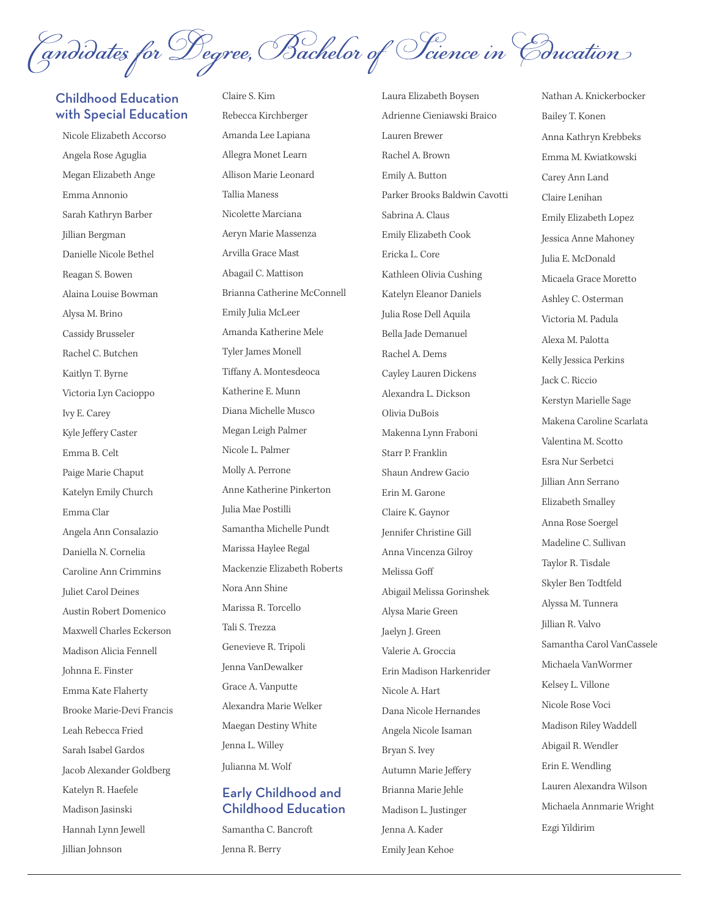# Candidates for Degree, Bachelor of Science in Education

## Childhood Education with Special Education

Nicole Elizabeth Accorso
Angela Rose Aguglia
Megan Elizabeth Ange
Emma Annonio
Sarah Kathryn Barber
Jillian Bergman
Danielle Nicole Bethel
Reagan S. Bowen
Alaina Louise Bowman
Alysa M. Brino
Cassidy Brusseler
Rachel C. Butchen
Kaitlyn T. Byrne
Victoria Lyn Cacioppo
Ivy E. Carey
Kyle Jeffery Caster
Emma B. Celt
Paige Marie Chaput
Katelyn Emily Church
Emma Clar
Angela Ann Consalazio
Daniella N. Cornelia
Caroline Ann Crimmins
Juliet Carol Deines
Austin Robert Domenico
Maxwell Charles Eckerson
Madison Alicia Fennell
Johnna E. Finster
Emma Kate Flaherty
Brooke Marie-Devi Francis
Leah Rebecca Fried
Sarah Isabel Gardos
Jacob Alexander Goldberg
Katelyn R. Haefele
Madison Jasinski
Hannah Lynn Jewell
Jillian Johnson
Claire S. Kim
Rebecca Kirchberger
Amanda Lee Lapiana
Allegra Monet Learn
Allison Marie Leonard
Tallia Maness
Nicolette Marciana
Aeryn Marie Massenza
Arvilla Grace Mast
Abagail C. Mattison
Brianna Catherine McConnell
Emily Julia McLeer
Amanda Katherine Mele
Tyler James Monell
Tiffany A. Montesdeoca
Katherine E. Munn
Diana Michelle Musco
Megan Leigh Palmer
Nicole L. Palmer
Molly A. Perrone
Anne Katherine Pinkerton
Julia Mae Postilli
Samantha Michelle Pundt
Marissa Haylee Regal
Mackenzie Elizabeth Roberts
Nora Ann Shine
Marissa R. Torcello
Tali S. Trezza
Genevieve R. Tripoli
Jenna VanDewalker
Grace A. Vanputte
Alexandra Marie Welker
Maegan Destiny White
Jenna L. Willey
Julianna M. Wolf

## Early Childhood and Childhood Education

Samantha C. Bancroft
Jenna R. Berry
Laura Elizabeth Boysen
Adrienne Cieniawski Braico
Lauren Brewer
Rachel A. Brown
Emily A. Button
Parker Brooks Baldwin Cavotti
Sabrina A. Claus
Emily Elizabeth Cook
Ericka L. Core
Kathleen Olivia Cushing
Katelyn Eleanor Daniels
Julia Rose Dell Aquila
Bella Jade Demanuel
Rachel A. Dems
Cayley Lauren Dickens
Alexandra L. Dickson
Olivia DuBois
Makenna Lynn Fraboni
Starr P. Franklin
Shaun Andrew Gacio
Erin M. Garone
Claire K. Gaynor
Jennifer Christine Gill
Anna Vincenza Gilroy
Melissa Goff
Abigail Melissa Gorinshek
Alysa Marie Green
Jaelyn J. Green
Valerie A. Groccia
Erin Madison Harkenrider
Nicole A. Hart
Dana Nicole Hernandes
Angela Nicole Isaman
Bryan S. Ivey
Autumn Marie Jeffery
Brianna Marie Jehle
Madison L. Justinger
Jenna A. Kader
Emily Jean Kehoe
Nathan A. Knickerbocker
Bailey T. Konen
Anna Kathryn Krebbeks
Emma M. Kwiatkowski
Carey Ann Land
Claire Lenihan
Emily Elizabeth Lopez
Jessica Anne Mahoney
Julia E. McDonald
Micaela Grace Moretto
Ashley C. Osterman
Victoria M. Padula
Alexa M. Palotta
Kelly Jessica Perkins
Jack C. Riccio
Kerstyn Marielle Sage
Makena Caroline Scarlata
Valentina M. Scotto
Esra Nur Serbetci
Jillian Ann Serrano
Elizabeth Smalley
Anna Rose Soergel
Madeline C. Sullivan
Taylor R. Tisdale
Skyler Ben Todtfeld
Alyssa M. Tunnera
Jillian R. Valvo
Samantha Carol VanCassele
Michaela VanWormer
Kelsey L. Villone
Nicole Rose Voci
Madison Riley Waddell
Abigail R. Wendler
Erin E. Wendling
Lauren Alexandra Wilson
Michaela Annmarie Wright
Ezgi Yildirim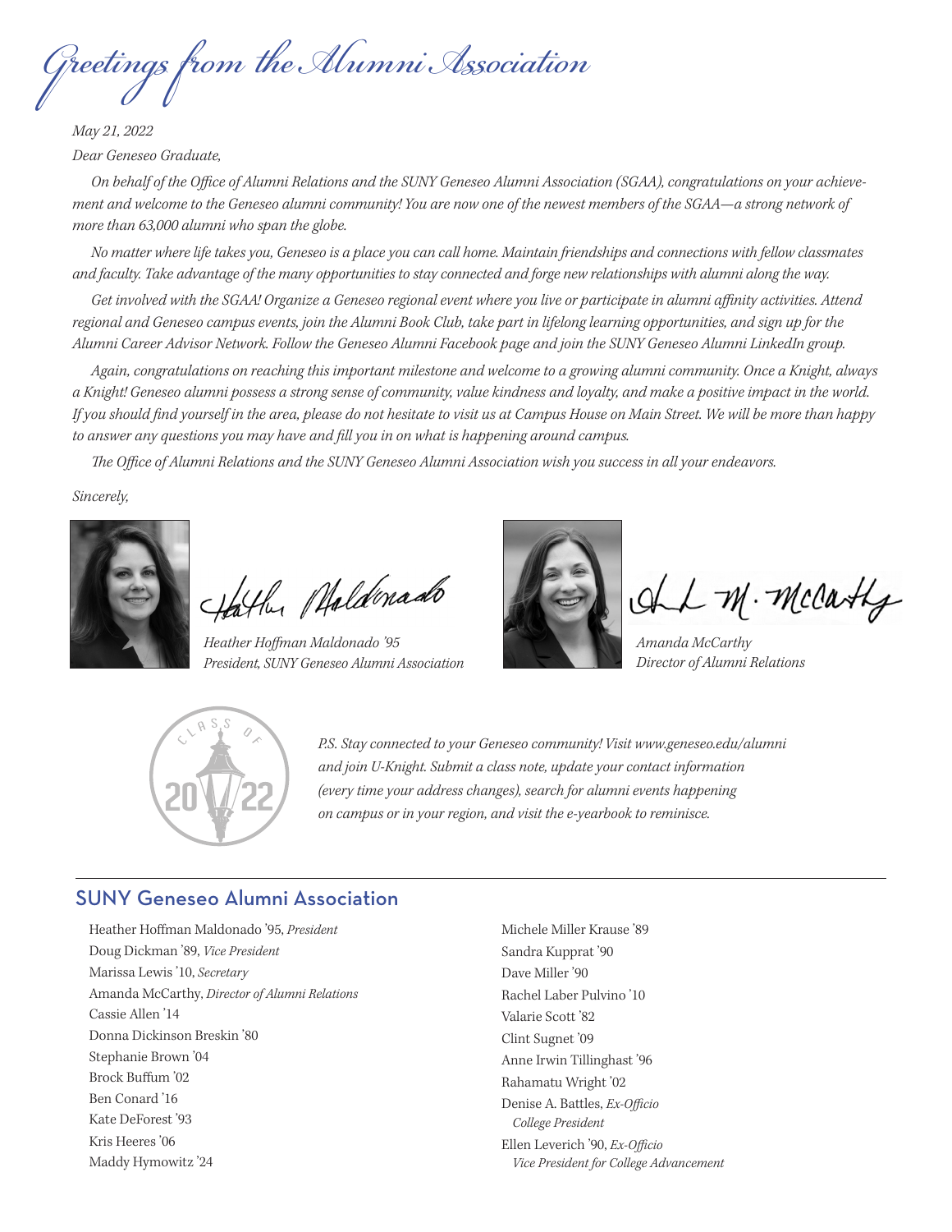# *Greetings from the Alumni Association*

*May 21, 2022*

*Dear Geneseo Graduate,*

*On behalf of the Office of Alumni Relations and the SUNY Geneseo Alumni Association (SGAA), congratulations on your achievement and welcome to the Geneseo alumni community! You are now one of the newest members of the SGAA—a strong network of more than 63,000 alumni who span the globe.*

*No matter where life takes you, Geneseo is a place you can call home. Maintain friendships and connections with fellow classmates and faculty. Take advantage of the many opportunities to stay connected and forge new relationships with alumni along the way.*

*Get involved with the SGAA! Organize a Geneseo regional event where you live or participate in alumni affinity activities. Attend regional and Geneseo campus events, join the Alumni Book Club, take part in lifelong learning opportunities, and sign up for the Alumni Career Advisor Network. Follow the Geneseo Alumni Facebook page and join the SUNY Geneseo Alumni LinkedIn group.*

*Again, congratulations on reaching this important milestone and welcome to a growing alumni community. Once a Knight, always a Knight! Geneseo alumni possess a strong sense of community, value kindness and loyalty, and make a positive impact in the world. If you should find yourself in the area, please do not hesitate to visit us at Campus House on Main Street. We will be more than happy to answer any questions you may have and fill you in on what is happening around campus.*

*The Office of Alumni Relations and the SUNY Geneseo Alumni Association wish you success in all your endeavors.*

*Sincerely,*

*Heather Hoffman Maldonado '95*
*President, SUNY Geneseo Alumni Association*

*Amanda McCarthy*
*Director of Alumni Relations*

*P.S. Stay connected to your Geneseo community! Visit www.geneseo.edu/alumni and join U-Knight. Submit a class note, update your contact information (every time your address changes), search for alumni events happening on campus or in your region, and visit the e-yearbook to reminisce.*

## SUNY Geneseo Alumni Association

Heather Hoffman Maldonado '95, *President*
Doug Dickman '89, *Vice President*
Marissa Lewis '10, *Secretary*
Amanda McCarthy, *Director of Alumni Relations*
Cassie Allen '14
Donna Dickinson Breskin '80
Stephanie Brown '04
Brock Buffum '02
Ben Conard '16
Kate DeForest '93
Kris Heeres '06
Maddy Hymowitz '24
Michele Miller Krause '89
Sandra Kupprat '90
Dave Miller '90
Rachel Laber Pulvino '10
Valarie Scott '82
Clint Sugnet '09
Anne Irwin Tillinghast '96
Rahamatu Wright '02
Denise A. Battles, *Ex-Officio College President*
Ellen Leverich '90, *Ex-Officio Vice President for College Advancement*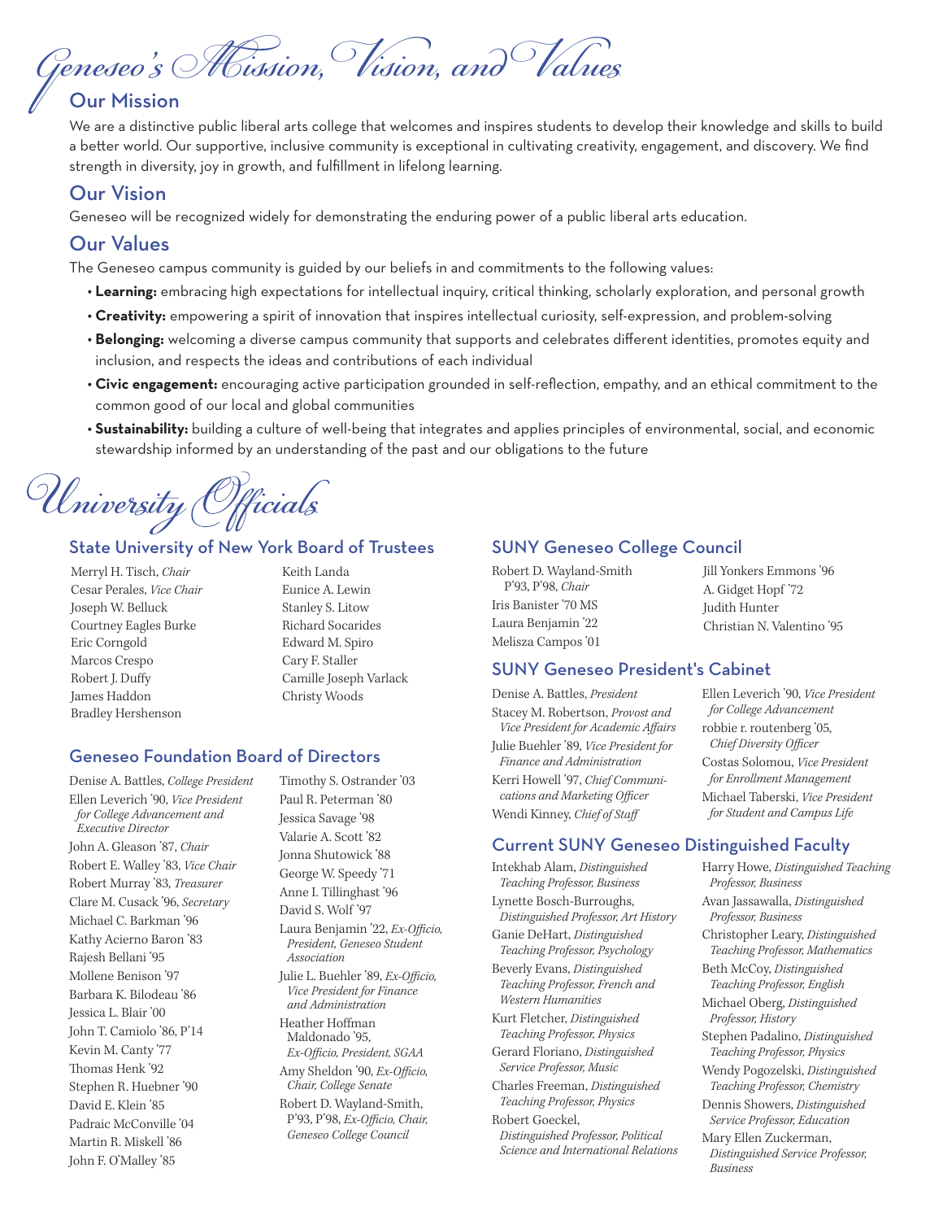# Geneseo's Mission, Vision, and Values

## Our Mission

We are a distinctive public liberal arts college that welcomes and inspires students to develop their knowledge and skills to build a better world. Our supportive, inclusive community is exceptional in cultivating creativity, engagement, and discovery. We find strength in diversity, joy in growth, and fulfillment in lifelong learning.

## Our Vision

Geneseo will be recognized widely for demonstrating the enduring power of a public liberal arts education.

## Our Values

The Geneseo campus community is guided by our beliefs in and commitments to the following values:

- **Learning:** embracing high expectations for intellectual inquiry, critical thinking, scholarly exploration, and personal growth
- **Creativity:** empowering a spirit of innovation that inspires intellectual curiosity, self-expression, and problem-solving
- **Belonging:** welcoming a diverse campus community that supports and celebrates different identities, promotes equity and inclusion, and respects the ideas and contributions of each individual
- **Civic engagement:** encouraging active participation grounded in self-reflection, empathy, and an ethical commitment to the common good of our local and global communities
- **Sustainability:** building a culture of well-being that integrates and applies principles of environmental, social, and economic stewardship informed by an understanding of the past and our obligations to the future

# University Officials

## State University of New York Board of Trustees

Merryl H. Tisch, *Chair*
Cesar Perales, *Vice Chair*
Joseph W. Belluck
Courtney Eagles Burke
Eric Corngold
Marcos Crespo
Robert J. Duffy
James Haddon
Bradley Hershenson
Keith Landa
Eunice A. Lewin
Stanley S. Litow
Richard Socarides
Edward M. Spiro
Cary F. Staller
Camille Joseph Varlack
Christy Woods

## Geneseo Foundation Board of Directors

Denise A. Battles, *College President*
Ellen Leverich '90, *Vice President for College Advancement and Executive Director*
John A. Gleason '87, *Chair*
Robert E. Walley '83, *Vice Chair*
Robert Murray '83, *Treasurer*
Clare M. Cusack '96, *Secretary*
Michael C. Barkman '96
Kathy Acierno Baron '83
Rajesh Bellani '95
Mollene Benison '97
Barbara K. Bilodeau '86
Jessica L. Blair '00
John T. Camiolo '86, P'14
Kevin M. Canty '77
Thomas Henk '92
Stephen R. Huebner '90
David E. Klein '85
Padraic McConville '04
Martin R. Miskell '86
John F. O'Malley '85
Timothy S. Ostrander '03
Paul R. Peterman '80
Jessica Savage '98
Valarie A. Scott '82
Jonna Shutowick '88
George W. Speedy '71
Anne I. Tillinghast '96
David S. Wolf '97
Laura Benjamin '22, *Ex-Officio, President, Geneseo Student Association*
Julie L. Buehler '89, *Ex-Officio, Vice President for Finance and Administration*
Heather Hoffman Maldonado '95, *Ex-Officio, President, SGAA*
Amy Sheldon '90, *Ex-Officio, Chair, College Senate*
Robert D. Wayland-Smith, P'93, P'98, *Ex-Officio, Chair, Geneseo College Council*

## SUNY Geneseo College Council

Robert D. Wayland-Smith P'93, P'98, *Chair*
Iris Banister '70 MS
Laura Benjamin '22
Melisza Campos '01
Jill Yonkers Emmons '96
A. Gidget Hopf '72
Judith Hunter
Christian N. Valentino '95

## SUNY Geneseo President's Cabinet

Denise A. Battles, *President*
Stacey M. Robertson, *Provost and Vice President for Academic Affairs*
Julie Buehler '89, *Vice President for Finance and Administration*
Kerri Howell '97, *Chief Communications and Marketing Officer*
Wendi Kinney, *Chief of Staff*
Ellen Leverich '90, *Vice President for College Advancement*
robbie r. routenberg '05, *Chief Diversity Officer*
Costas Solomou, *Vice President for Enrollment Management*
Michael Taberski, *Vice President for Student and Campus Life*

## Current SUNY Geneseo Distinguished Faculty

Intekhab Alam, *Distinguished Teaching Professor, Business*
Lynette Bosch-Burroughs, *Distinguished Professor, Art History*
Ganie DeHart, *Distinguished Teaching Professor, Psychology*
Beverly Evans, *Distinguished Teaching Professor, French and Western Humanities*
Kurt Fletcher, *Distinguished Teaching Professor, Physics*
Gerard Floriano, *Distinguished Service Professor, Music*
Charles Freeman, *Distinguished Teaching Professor, Physics*
Robert Goeckel, *Distinguished Professor, Political Science and International Relations*
Harry Howe, *Distinguished Teaching Professor, Business*
Avan Jassawalla, *Distinguished Professor, Business*
Christopher Leary, *Distinguished Teaching Professor, Mathematics*
Beth McCoy, *Distinguished Teaching Professor, English*
Michael Oberg, *Distinguished Professor, History*
Stephen Padalino, *Distinguished Teaching Professor, Physics*
Wendy Pogozelski, *Distinguished Teaching Professor, Chemistry*
Dennis Showers, *Distinguished Service Professor, Education*
Mary Ellen Zuckerman, *Distinguished Service Professor, Business*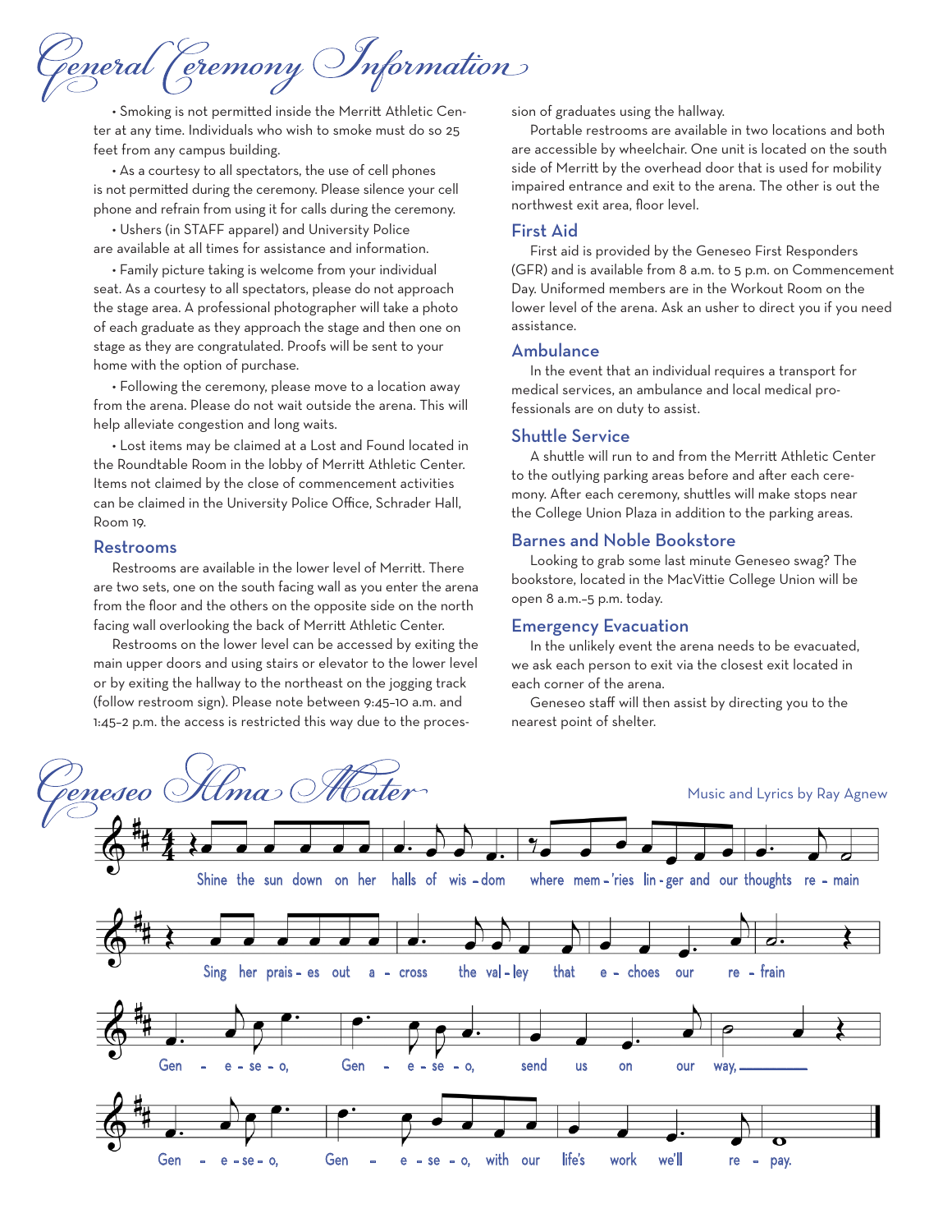# General Ceremony Information

• Smoking is not permitted inside the Merritt Athletic Center at any time. Individuals who wish to smoke must do so 25 feet from any campus building.

• As a courtesy to all spectators, the use of cell phones is not permitted during the ceremony. Please silence your cell phone and refrain from using it for calls during the ceremony.

• Ushers (in STAFF apparel) and University Police are available at all times for assistance and information.

• Family picture taking is welcome from your individual seat. As a courtesy to all spectators, please do not approach the stage area. A professional photographer will take a photo of each graduate as they approach the stage and then one on stage as they are congratulated. Proofs will be sent to your home with the option of purchase.

• Following the ceremony, please move to a location away from the arena. Please do not wait outside the arena. This will help alleviate congestion and long waits.

• Lost items may be claimed at a Lost and Found located in the Roundtable Room in the lobby of Merritt Athletic Center. Items not claimed by the close of commencement activities can be claimed in the University Police Office, Schrader Hall, Room 19.

## Restrooms

Restrooms are available in the lower level of Merritt. There are two sets, one on the south facing wall as you enter the arena from the floor and the others on the opposite side on the north facing wall overlooking the back of Merritt Athletic Center.

Restrooms on the lower level can be accessed by exiting the main upper doors and using stairs or elevator to the lower level or by exiting the hallway to the northeast on the jogging track (follow restroom sign). Please note between 9:45–10 a.m. and 1:45–2 p.m. the access is restricted this way due to the procession of graduates using the hallway.

Portable restrooms are available in two locations and both are accessible by wheelchair. One unit is located on the south side of Merritt by the overhead door that is used for mobility impaired entrance and exit to the arena. The other is out the northwest exit area, floor level.

## First Aid

First aid is provided by the Geneseo First Responders (GFR) and is available from 8 a.m. to 5 p.m. on Commencement Day. Uniformed members are in the Workout Room on the lower level of the arena. Ask an usher to direct you if you need assistance.

## Ambulance

In the event that an individual requires a transport for medical services, an ambulance and local medical professionals are on duty to assist.

## Shuttle Service

A shuttle will run to and from the Merritt Athletic Center to the outlying parking areas before and after each ceremony. After each ceremony, shuttles will make stops near the College Union Plaza in addition to the parking areas.

## Barnes and Noble Bookstore

Looking to grab some last minute Geneseo swag? The bookstore, located in the MacVittie College Union will be open 8 a.m.–5 p.m. today.

## Emergency Evacuation

In the unlikely event the arena needs to be evacuated, we ask each person to exit via the closest exit located in each corner of the arena.

Geneseo staff will then assist by directing you to the nearest point of shelter.

# Geneseo Alma Mater

Music and Lyrics by Ray Agnew

Shine the sun down on her halls of wis-dom where mem-'ries lin-ger and our thoughts re-main

Sing her prais-es out a-cross the val-ley that e-choes our re-frain

Gen-e-se-o, Gen-e-se-o, send us on our way,

Gen-e-se-o, Gen-e-se-o, with our life's work we'll re-pay.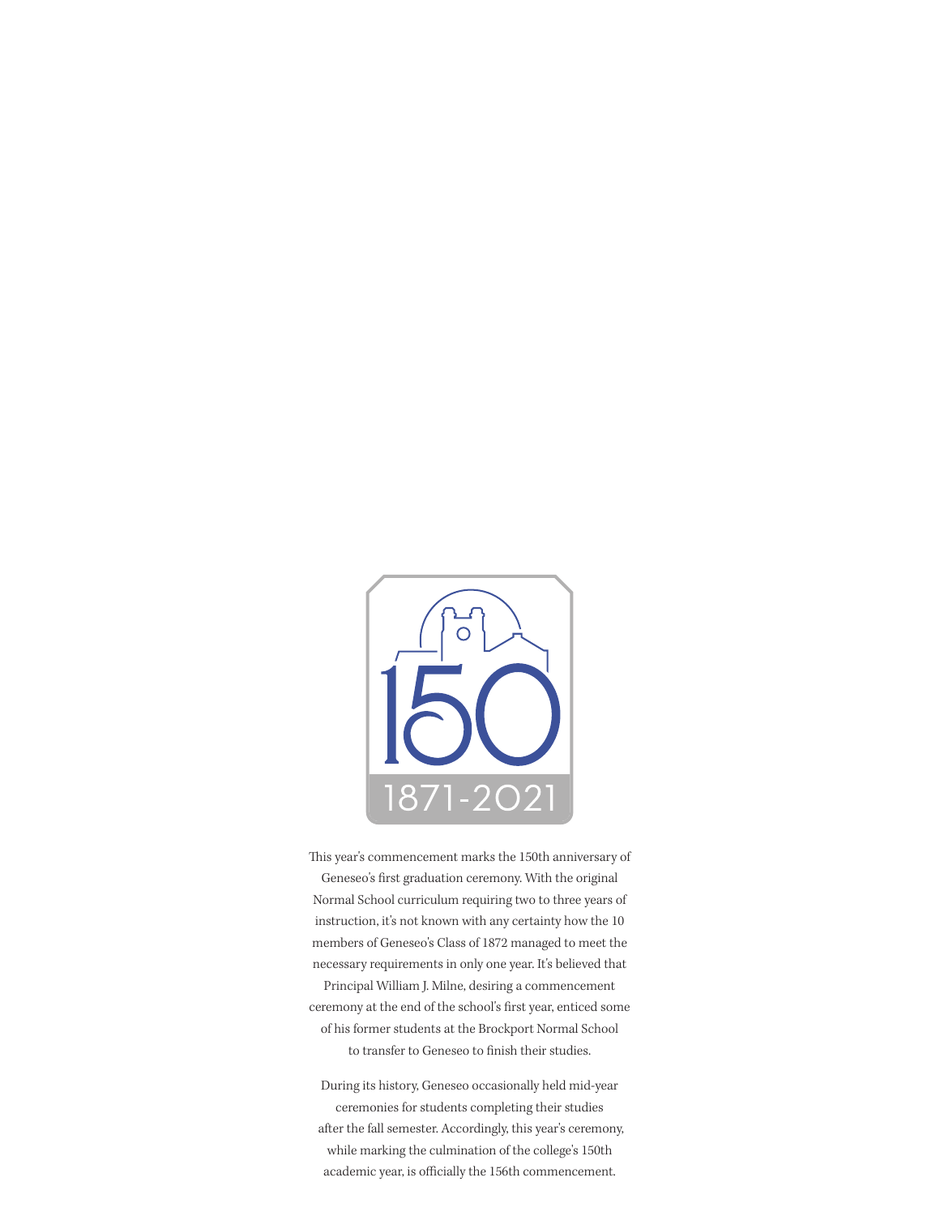150

1871-2021

This year's commencement marks the 150th anniversary of Geneseo's first graduation ceremony. With the original Normal School curriculum requiring two to three years of instruction, it's not known with any certainty how the 10 members of Geneseo's Class of 1872 managed to meet the necessary requirements in only one year. It's believed that Principal William J. Milne, desiring a commencement ceremony at the end of the school's first year, enticed some of his former students at the Brockport Normal School to transfer to Geneseo to finish their studies.

During its history, Geneseo occasionally held mid-year ceremonies for students completing their studies after the fall semester. Accordingly, this year's ceremony, while marking the culmination of the college's 150th academic year, is officially the 156th commencement.